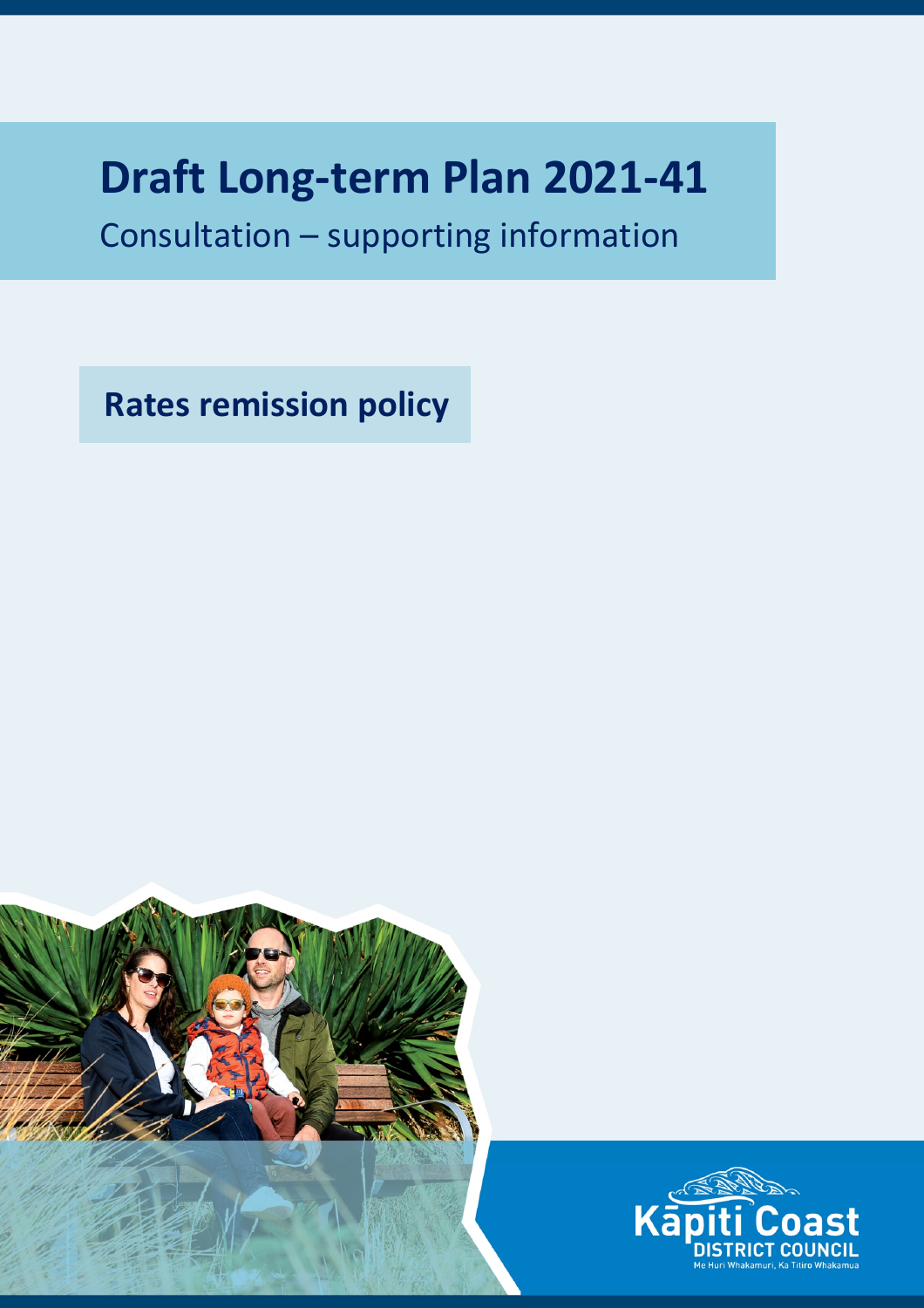# Draft Long-term Plan 2021-41

Consultation – supporting information

## Rates remission policy

Kāpiti Coast DISTRICT COUNCIL

Me Huri Whakamuri, Ka Titiro Whakamua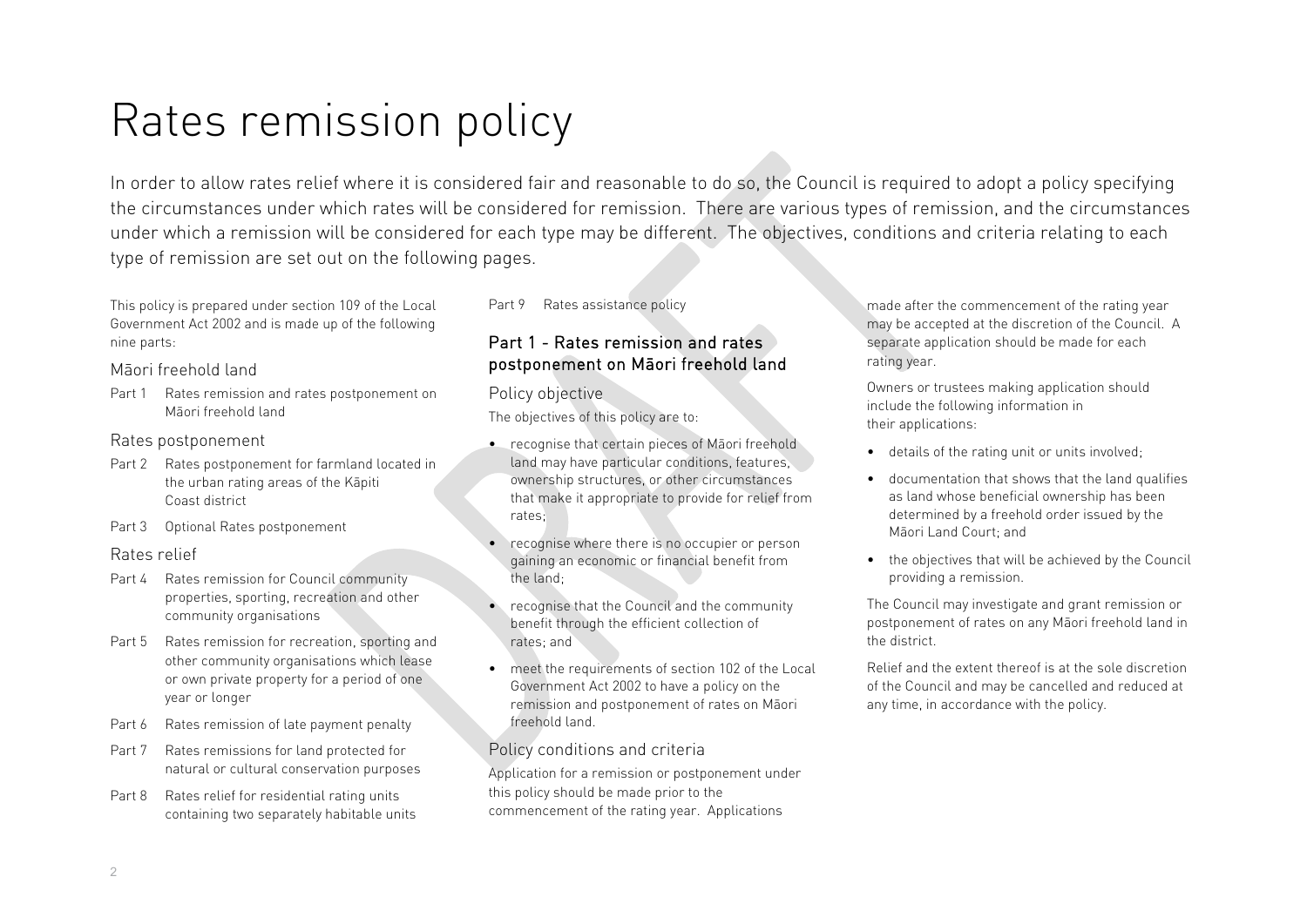# Rates remission policy

In order to allow rates relief where it is considered fair and reasonable to do so, the Council is required to adopt a policy specifying the circumstances under which rates will be considered for remission. There are various types of remission, and the circumstances under which a remission will be considered for each type may be different. The objectives, conditions and criteria relating to each type of remission are set out on the following pages.

This policy is prepared under section 109 of the Local Government Act 2002 and is made up of the following nine parts:

### Māori freehold land

Part 1 Rates remission and rates postponement on Māori freehold land

### Rates postponement

Part 2 Rates postponement for farmland located in the urban rating areas of the Kāpiti Coast district

Part 3 Optional Rates postponement

### Rates relief

Part 4 Rates remission for Council community properties, sporting, recreation and other community organisations

Part 5 Rates remission for recreation, sporting and other community organisations which lease or own private property for a period of one year or longer

Part 6 Rates remission of late payment penalty

Part 7 Rates remissions for land protected for natural or cultural conservation purposes

Part 8 Rates relief for residential rating units containing two separately habitable units

Part 9 Rates assistance policy

## Part 1 - Rates remission and rates postponement on Māori freehold land

### Policy objective

The objectives of this policy are to:

- recognise that certain pieces of Māori freehold land may have particular conditions, features, ownership structures, or other circumstances that make it appropriate to provide for relief from rates;
- recognise where there is no occupier or person gaining an economic or financial benefit from the land;
- recognise that the Council and the community benefit through the efficient collection of rates; and
- meet the requirements of section 102 of the Local Government Act 2002 to have a policy on the remission and postponement of rates on Māori freehold land.

### Policy conditions and criteria

Application for a remission or postponement under this policy should be made prior to the commencement of the rating year. Applications made after the commencement of the rating year may be accepted at the discretion of the Council. A separate application should be made for each rating year.

Owners or trustees making application should include the following information in their applications:

- details of the rating unit or units involved;
- documentation that shows that the land qualifies as land whose beneficial ownership has been determined by a freehold order issued by the Māori Land Court; and
- the objectives that will be achieved by the Council providing a remission.

The Council may investigate and grant remission or postponement of rates on any Māori freehold land in the district.

Relief and the extent thereof is at the sole discretion of the Council and may be cancelled and reduced at any time, in accordance with the policy.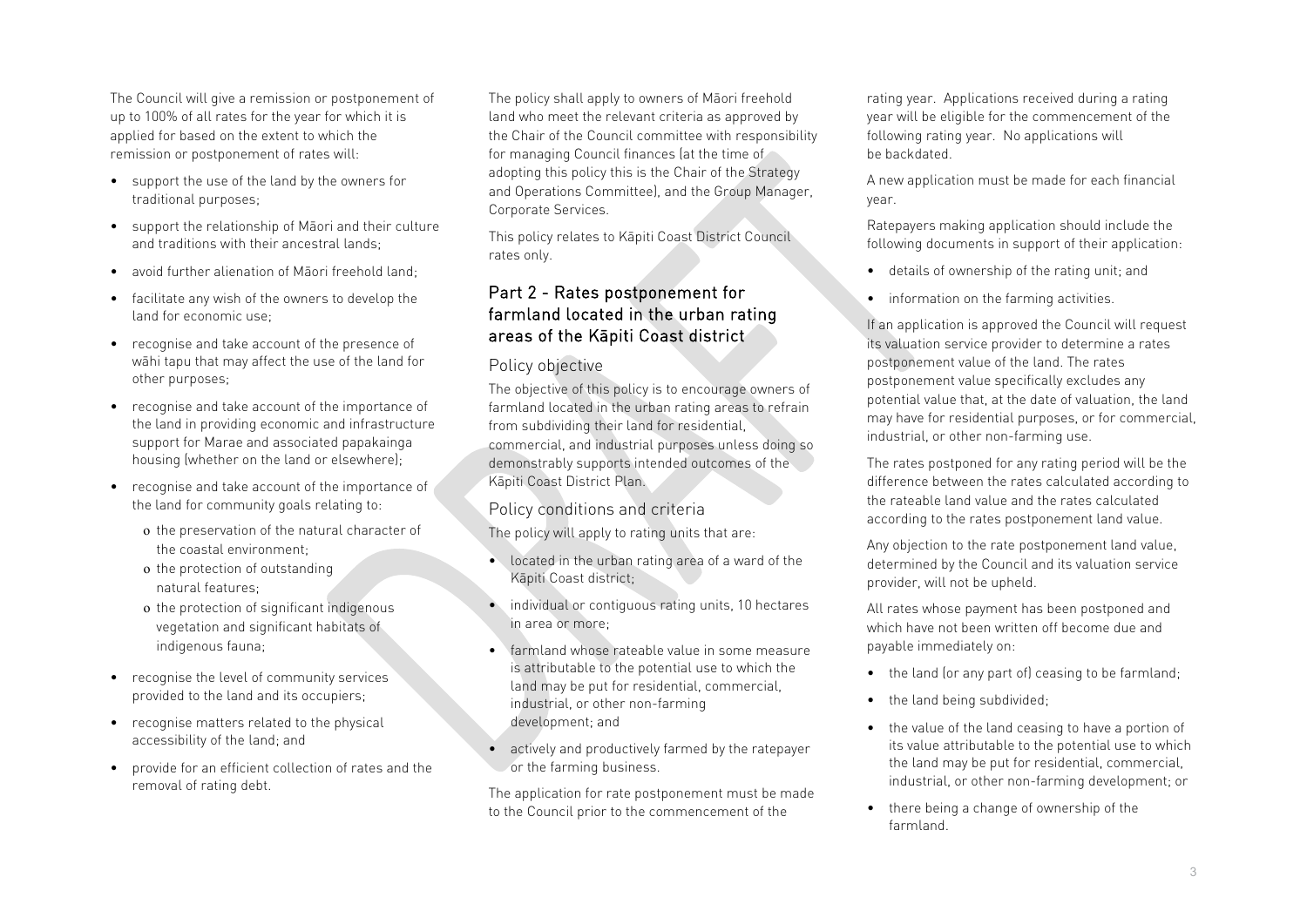The Council will give a remission or postponement of up to 100% of all rates for the year for which it is applied for based on the extent to which the remission or postponement of rates will:

- support the use of the land by the owners for traditional purposes;
- support the relationship of Māori and their culture and traditions with their ancestral lands;
- avoid further alienation of Māori freehold land;
- facilitate any wish of the owners to develop the land for economic use;
- recognise and take account of the presence of wāhi tapu that may affect the use of the land for other purposes;
- recognise and take account of the importance of the land in providing economic and infrastructure support for Marae and associated papakainga housing (whether on the land or elsewhere);
- recognise and take account of the importance of the land for community goals relating to:
  - the preservation of the natural character of the coastal environment;
  - the protection of outstanding natural features;
  - the protection of significant indigenous vegetation and significant habitats of indigenous fauna;
- recognise the level of community services provided to the land and its occupiers;
- recognise matters related to the physical accessibility of the land; and
- provide for an efficient collection of rates and the removal of rating debt.

The policy shall apply to owners of Māori freehold land who meet the relevant criteria as approved by the Chair of the Council committee with responsibility for managing Council finances (at the time of adopting this policy this is the Chair of the Strategy and Operations Committee), and the Group Manager, Corporate Services.

This policy relates to Kāpiti Coast District Council rates only.

## Part 2 - Rates postponement for farmland located in the urban rating areas of the Kāpiti Coast district

### Policy objective

The objective of this policy is to encourage owners of farmland located in the urban rating areas to refrain from subdividing their land for residential, commercial, and industrial purposes unless doing so demonstrably supports intended outcomes of the Kāpiti Coast District Plan.

### Policy conditions and criteria

The policy will apply to rating units that are:

- located in the urban rating area of a ward of the Kāpiti Coast district;
- individual or contiguous rating units, 10 hectares in area or more;
- farmland whose rateable value in some measure is attributable to the potential use to which the land may be put for residential, commercial, industrial, or other non-farming development; and
- actively and productively farmed by the ratepayer or the farming business.

The application for rate postponement must be made to the Council prior to the commencement of the rating year. Applications received during a rating year will be eligible for the commencement of the following rating year. No applications will be backdated.

A new application must be made for each financial year.

Ratepayers making application should include the following documents in support of their application:

- details of ownership of the rating unit; and
- information on the farming activities.

If an application is approved the Council will request its valuation service provider to determine a rates postponement value of the land. The rates postponement value specifically excludes any potential value that, at the date of valuation, the land may have for residential purposes, or for commercial, industrial, or other non-farming use.

The rates postponed for any rating period will be the difference between the rates calculated according to the rateable land value and the rates calculated according to the rates postponement land value.

Any objection to the rate postponement land value, determined by the Council and its valuation service provider, will not be upheld.

All rates whose payment has been postponed and which have not been written off become due and payable immediately on:

- the land (or any part of) ceasing to be farmland;
- the land being subdivided;
- the value of the land ceasing to have a portion of its value attributable to the potential use to which the land may be put for residential, commercial, industrial, or other non-farming development; or
- there being a change of ownership of the farmland.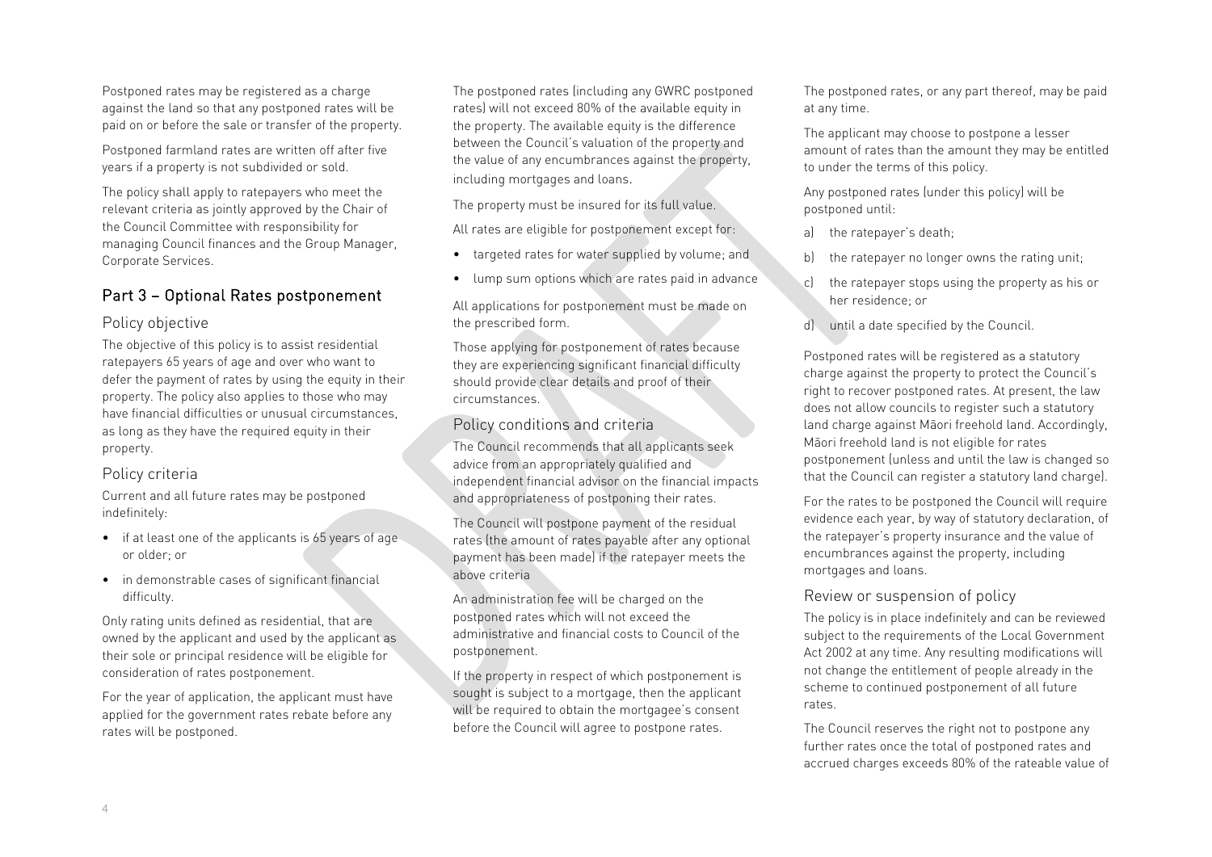Postponed rates may be registered as a charge against the land so that any postponed rates will be paid on or before the sale or transfer of the property.

Postponed farmland rates are written off after five years if a property is not subdivided or sold.

The policy shall apply to ratepayers who meet the relevant criteria as jointly approved by the Chair of the Council Committee with responsibility for managing Council finances and the Group Manager, Corporate Services.

## Part 3 – Optional Rates postponement

### Policy objective

The objective of this policy is to assist residential ratepayers 65 years of age and over who want to defer the payment of rates by using the equity in their property. The policy also applies to those who may have financial difficulties or unusual circumstances, as long as they have the required equity in their property.

### Policy criteria

Current and all future rates may be postponed indefinitely:

- if at least one of the applicants is 65 years of age or older; or
- in demonstrable cases of significant financial difficulty.

Only rating units defined as residential, that are owned by the applicant and used by the applicant as their sole or principal residence will be eligible for consideration of rates postponement.

For the year of application, the applicant must have applied for the government rates rebate before any rates will be postponed.

The postponed rates (including any GWRC postponed rates) will not exceed 80% of the available equity in the property. The available equity is the difference between the Council's valuation of the property and the value of any encumbrances against the property, including mortgages and loans.

The property must be insured for its full value.

All rates are eligible for postponement except for:

- targeted rates for water supplied by volume; and
- lump sum options which are rates paid in advance

All applications for postponement must be made on the prescribed form.

Those applying for postponement of rates because they are experiencing significant financial difficulty should provide clear details and proof of their circumstances.

### Policy conditions and criteria

The Council recommends that all applicants seek advice from an appropriately qualified and independent financial advisor on the financial impacts and appropriateness of postponing their rates.

The Council will postpone payment of the residual rates (the amount of rates payable after any optional payment has been made) if the ratepayer meets the above criteria

An administration fee will be charged on the postponed rates which will not exceed the administrative and financial costs to Council of the postponement.

If the property in respect of which postponement is sought is subject to a mortgage, then the applicant will be required to obtain the mortgagee's consent before the Council will agree to postpone rates.

The postponed rates, or any part thereof, may be paid at any time.

The applicant may choose to postpone a lesser amount of rates than the amount they may be entitled to under the terms of this policy.

Any postponed rates (under this policy) will be postponed until:

a) the ratepayer's death;
b) the ratepayer no longer owns the rating unit;
c) the ratepayer stops using the property as his or her residence; or
d) until a date specified by the Council.

Postponed rates will be registered as a statutory charge against the property to protect the Council's right to recover postponed rates. At present, the law does not allow councils to register such a statutory land charge against Māori freehold land. Accordingly, Māori freehold land is not eligible for rates postponement (unless and until the law is changed so that the Council can register a statutory land charge).

For the rates to be postponed the Council will require evidence each year, by way of statutory declaration, of the ratepayer's property insurance and the value of encumbrances against the property, including mortgages and loans.

### Review or suspension of policy

The policy is in place indefinitely and can be reviewed subject to the requirements of the Local Government Act 2002 at any time. Any resulting modifications will not change the entitlement of people already in the scheme to continued postponement of all future rates.

The Council reserves the right not to postpone any further rates once the total of postponed rates and accrued charges exceeds 80% of the rateable value of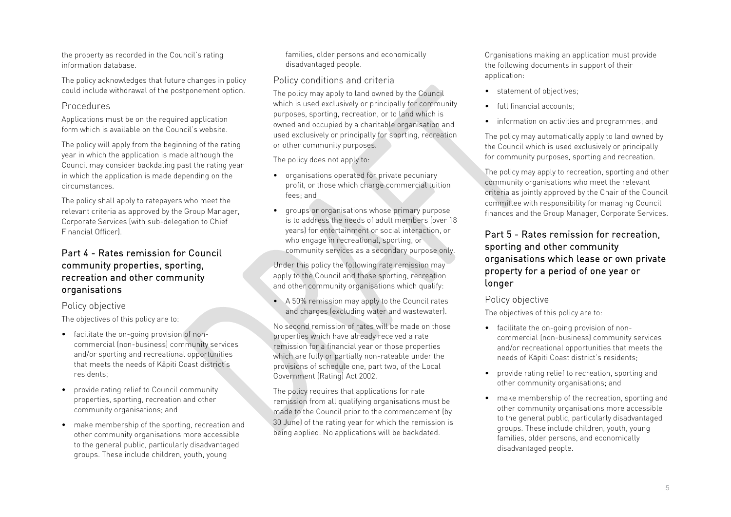the property as recorded in the Council's rating information database.

The policy acknowledges that future changes in policy could include withdrawal of the postponement option.

### Procedures

Applications must be on the required application form which is available on the Council's website.

The policy will apply from the beginning of the rating year in which the application is made although the Council may consider backdating past the rating year in which the application is made depending on the circumstances.

The policy shall apply to ratepayers who meet the relevant criteria as approved by the Group Manager, Corporate Services (with sub-delegation to Chief Financial Officer).

## Part 4 - Rates remission for Council community properties, sporting, recreation and other community organisations

### Policy objective

The objectives of this policy are to:

- facilitate the on-going provision of non-commercial (non-business) community services and/or sporting and recreational opportunities that meets the needs of Kāpiti Coast district's residents;
- provide rating relief to Council community properties, sporting, recreation and other community organisations; and
- make membership of the sporting, recreation and other community organisations more accessible to the general public, particularly disadvantaged groups. These include children, youth, young families, older persons and economically disadvantaged people.

### Policy conditions and criteria

The policy may apply to land owned by the Council which is used exclusively or principally for community purposes, sporting, recreation, or to land which is owned and occupied by a charitable organisation and used exclusively or principally for sporting, recreation or other community purposes.

The policy does not apply to:

- organisations operated for private pecuniary profit, or those which charge commercial tuition fees; and
- groups or organisations whose primary purpose is to address the needs of adult members (over 18 years) for entertainment or social interaction, or who engage in recreational, sporting, or community services as a secondary purpose only.

Under this policy the following rate remission may apply to the Council and those sporting, recreation and other community organisations which qualify:

- A 50% remission may apply to the Council rates and charges (excluding water and wastewater).

No second remission of rates will be made on those properties which have already received a rate remission for a financial year or those properties which are fully or partially non-rateable under the provisions of schedule one, part two, of the Local Government (Rating) Act 2002.

The policy requires that applications for rate remission from all qualifying organisations must be made to the Council prior to the commencement (by 30 June) of the rating year for which the remission is being applied. No applications will be backdated.

Organisations making an application must provide the following documents in support of their application:

- statement of objectives;
- full financial accounts;
- information on activities and programmes; and

The policy may automatically apply to land owned by the Council which is used exclusively or principally for community purposes, sporting and recreation.

The policy may apply to recreation, sporting and other community organisations who meet the relevant criteria as jointly approved by the Chair of the Council committee with responsibility for managing Council finances and the Group Manager, Corporate Services.

## Part 5 - Rates remission for recreation, sporting and other community organisations which lease or own private property for a period of one year or longer

### Policy objective

The objectives of this policy are to:

- facilitate the on-going provision of non-commercial (non-business) community services and/or recreational opportunities that meets the needs of Kāpiti Coast district's residents;
- provide rating relief to recreation, sporting and other community organisations; and
- make membership of the recreation, sporting and other community organisations more accessible to the general public, particularly disadvantaged groups. These include children, youth, young families, older persons, and economically disadvantaged people.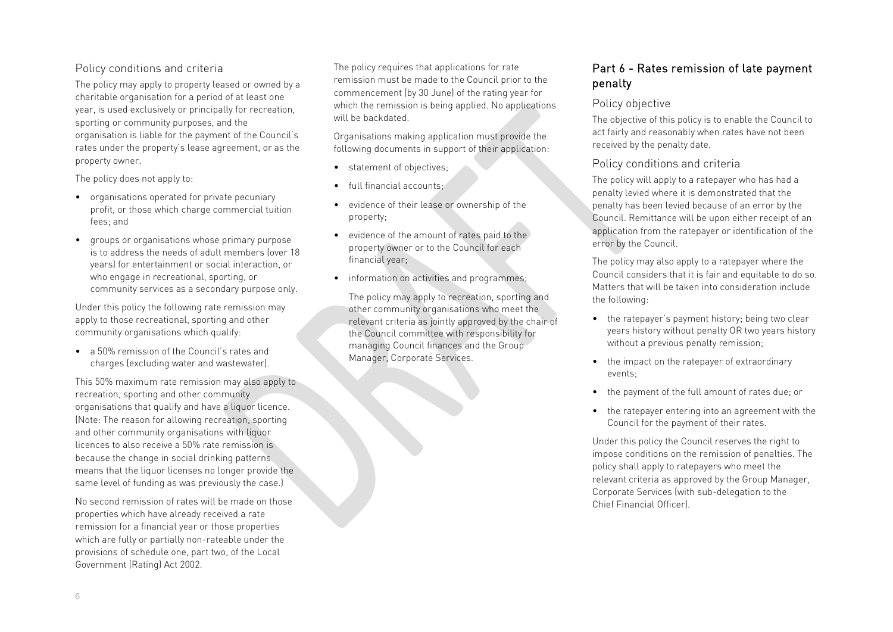### Policy conditions and criteria

The policy may apply to property leased or owned by a charitable organisation for a period of at least one year, is used exclusively or principally for recreation, sporting or community purposes, and the organisation is liable for the payment of the Council's rates under the property's lease agreement, or as the property owner.

The policy does not apply to:

- organisations operated for private pecuniary profit, or those which charge commercial tuition fees; and
- groups or organisations whose primary purpose is to address the needs of adult members (over 18 years) for entertainment or social interaction, or who engage in recreational, sporting, or community services as a secondary purpose only.

Under this policy the following rate remission may apply to those recreational, sporting and other community organisations which qualify:

- a 50% remission of the Council's rates and charges (excluding water and wastewater).

This 50% maximum rate remission may also apply to recreation, sporting and other community organisations that qualify and have a liquor licence. (Note: The reason for allowing recreation, sporting and other community organisations with liquor licences to also receive a 50% rate remission is because the change in social drinking patterns means that the liquor licenses no longer provide the same level of funding as was previously the case.)

No second remission of rates will be made on those properties which have already received a rate remission for a financial year or those properties which are fully or partially non-rateable under the provisions of schedule one, part two, of the Local Government (Rating) Act 2002.

The policy requires that applications for rate remission must be made to the Council prior to the commencement (by 30 June) of the rating year for which the remission is being applied. No applications will be backdated.

Organisations making application must provide the following documents in support of their application:

- statement of objectives;
- full financial accounts;
- evidence of their lease or ownership of the property;
- evidence of the amount of rates paid to the property owner or to the Council for each financial year;
- information on activities and programmes;

  The policy may apply to recreation, sporting and other community organisations who meet the relevant criteria as jointly approved by the chair of the Council committee with responsibility for managing Council finances and the Group Manager, Corporate Services.

## Part 6 - Rates remission of late payment penalty

### Policy objective

The objective of this policy is to enable the Council to act fairly and reasonably when rates have not been received by the penalty date.

### Policy conditions and criteria

The policy will apply to a ratepayer who has had a penalty levied where it is demonstrated that the penalty has been levied because of an error by the Council. Remittance will be upon either receipt of an application from the ratepayer or identification of the error by the Council.

The policy may also apply to a ratepayer where the Council considers that it is fair and equitable to do so. Matters that will be taken into consideration include the following:

- the ratepayer's payment history; being two clear years history without penalty OR two years history without a previous penalty remission;
- the impact on the ratepayer of extraordinary events;
- the payment of the full amount of rates due; or
- the ratepayer entering into an agreement with the Council for the payment of their rates.

Under this policy the Council reserves the right to impose conditions on the remission of penalties. The policy shall apply to ratepayers who meet the relevant criteria as approved by the Group Manager, Corporate Services (with sub-delegation to the Chief Financial Officer).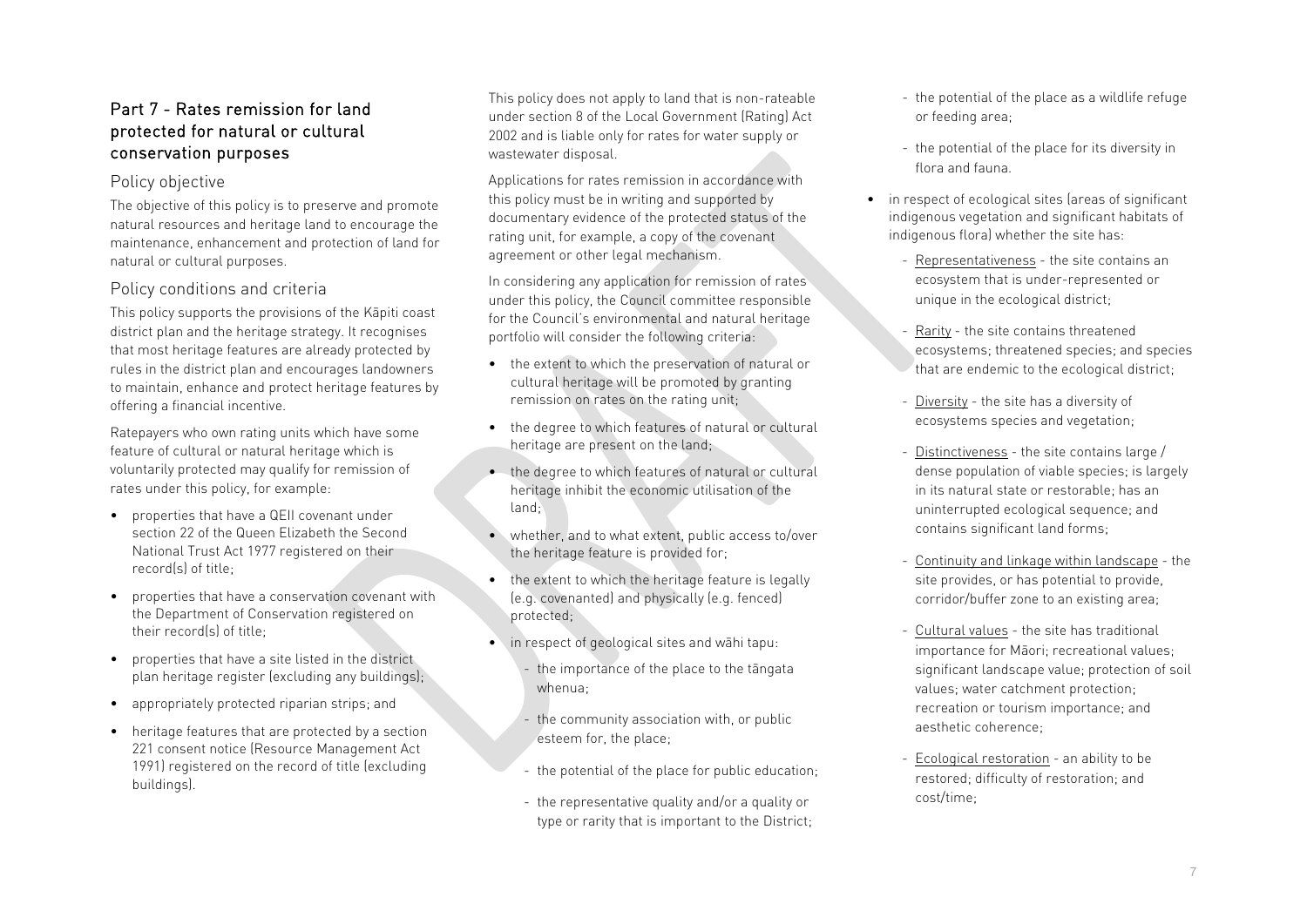## Part 7 - Rates remission for land protected for natural or cultural conservation purposes

### Policy objective

The objective of this policy is to preserve and promote natural resources and heritage land to encourage the maintenance, enhancement and protection of land for natural or cultural purposes.

### Policy conditions and criteria

This policy supports the provisions of the Kāpiti coast district plan and the heritage strategy. It recognises that most heritage features are already protected by rules in the district plan and encourages landowners to maintain, enhance and protect heritage features by offering a financial incentive.

Ratepayers who own rating units which have some feature of cultural or natural heritage which is voluntarily protected may qualify for remission of rates under this policy, for example:

- properties that have a QEII covenant under section 22 of the Queen Elizabeth the Second National Trust Act 1977 registered on their record(s) of title;
- properties that have a conservation covenant with the Department of Conservation registered on their record(s) of title;
- properties that have a site listed in the district plan heritage register (excluding any buildings);
- appropriately protected riparian strips; and
- heritage features that are protected by a section 221 consent notice (Resource Management Act 1991) registered on the record of title (excluding buildings).

This policy does not apply to land that is non-rateable under section 8 of the Local Government (Rating) Act 2002 and is liable only for rates for water supply or wastewater disposal.

Applications for rates remission in accordance with this policy must be in writing and supported by documentary evidence of the protected status of the rating unit, for example, a copy of the covenant agreement or other legal mechanism.

In considering any application for remission of rates under this policy, the Council committee responsible for the Council's environmental and natural heritage portfolio will consider the following criteria:

- the extent to which the preservation of natural or cultural heritage will be promoted by granting remission on rates on the rating unit;
- the degree to which features of natural or cultural heritage are present on the land;
- the degree to which features of natural or cultural heritage inhibit the economic utilisation of the land;
- whether, and to what extent, public access to/over the heritage feature is provided for;
- the extent to which the heritage feature is legally (e.g. covenanted) and physically (e.g. fenced) protected;
- in respect of geological sites and wāhi tapu:
  - the importance of the place to the tāngata whenua;
  - the community association with, or public esteem for, the place;
  - the potential of the place for public education;
  - the representative quality and/or a quality or type or rarity that is important to the District;
  - the potential of the place as a wildlife refuge or feeding area;
  - the potential of the place for its diversity in flora and fauna.
- in respect of ecological sites (areas of significant indigenous vegetation and significant habitats of indigenous flora) whether the site has:
  - Representativeness - the site contains an ecosystem that is under-represented or unique in the ecological district;
  - Rarity - the site contains threatened ecosystems; threatened species; and species that are endemic to the ecological district;
  - Diversity - the site has a diversity of ecosystems species and vegetation;
  - Distinctiveness - the site contains large / dense population of viable species; is largely in its natural state or restorable; has an uninterrupted ecological sequence; and contains significant land forms;
  - Continuity and linkage within landscape - the site provides, or has potential to provide, corridor/buffer zone to an existing area;
  - Cultural values - the site has traditional importance for Māori; recreational values; significant landscape value; protection of soil values; water catchment protection; recreation or tourism importance; and aesthetic coherence;
  - Ecological restoration - an ability to be restored; difficulty of restoration; and cost/time;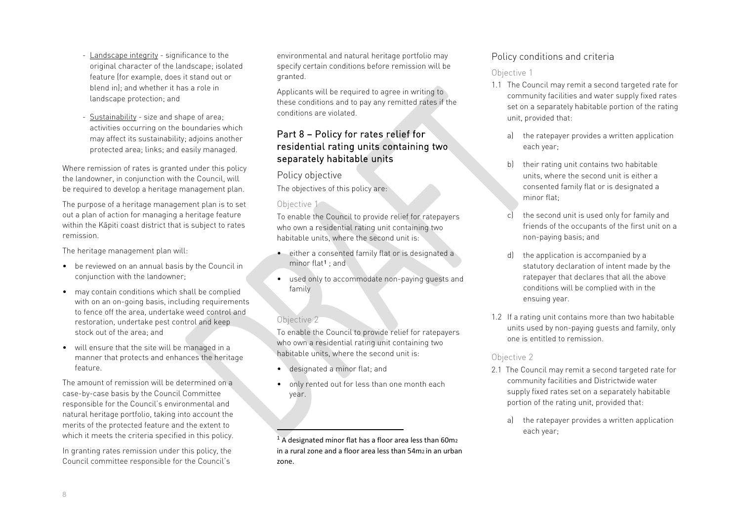- Landscape integrity - significance to the original character of the landscape; isolated feature (for example, does it stand out or blend in); and whether it has a role in landscape protection; and

- Sustainability - size and shape of area; activities occurring on the boundaries which may affect its sustainability; adjoins another protected area; links; and easily managed.

Where remission of rates is granted under this policy the landowner, in conjunction with the Council, will be required to develop a heritage management plan.

The purpose of a heritage management plan is to set out a plan of action for managing a heritage feature within the Kāpiti coast district that is subject to rates remission.

The heritage management plan will:

- be reviewed on an annual basis by the Council in conjunction with the landowner;
- may contain conditions which shall be complied with on an on-going basis, including requirements to fence off the area, undertake weed control and restoration, undertake pest control and keep stock out of the area; and
- will ensure that the site will be managed in a manner that protects and enhances the heritage feature.

The amount of remission will be determined on a case-by-case basis by the Council Committee responsible for the Council's environmental and natural heritage portfolio, taking into account the merits of the protected feature and the extent to which it meets the criteria specified in this policy.

In granting rates remission under this policy, the Council committee responsible for the Council's environmental and natural heritage portfolio may specify certain conditions before remission will be granted.

Applicants will be required to agree in writing to these conditions and to pay any remitted rates if the conditions are violated.

## Part 8 – Policy for rates relief for residential rating units containing two separately habitable units

### Policy objective

The objectives of this policy are:

#### Objective 1

To enable the Council to provide relief for ratepayers who own a residential rating unit containing two habitable units, where the second unit is:

- either a consented family flat or is designated a minor flat[1] ; and
- used only to accommodate non-paying guests and family

#### Objective 2

To enable the Council to provide relief for ratepayers who own a residential rating unit containing two habitable units, where the second unit is:

- designated a minor flat; and
- only rented out for less than one month each year.

[1] A designated minor flat has a floor area less than 60m2 in a rural zone and a floor area less than 54m2 in an urban zone.

### Policy conditions and criteria

#### Objective 1

1.1 The Council may remit a second targeted rate for community facilities and water supply fixed rates set on a separately habitable portion of the rating unit, provided that:

   a) the ratepayer provides a written application each year;

   b) their rating unit contains two habitable units, where the second unit is either a consented family flat or is designated a minor flat;

   c) the second unit is used only for family and friends of the occupants of the first unit on a non-paying basis; and

   d) the application is accompanied by a statutory declaration of intent made by the ratepayer that declares that all the above conditions will be complied with in the ensuing year.

1.2 If a rating unit contains more than two habitable units used by non-paying guests and family, only one is entitled to remission.

#### Objective 2

2.1 The Council may remit a second targeted rate for community facilities and Districtwide water supply fixed rates set on a separately habitable portion of the rating unit, provided that:

   a) the ratepayer provides a written application each year;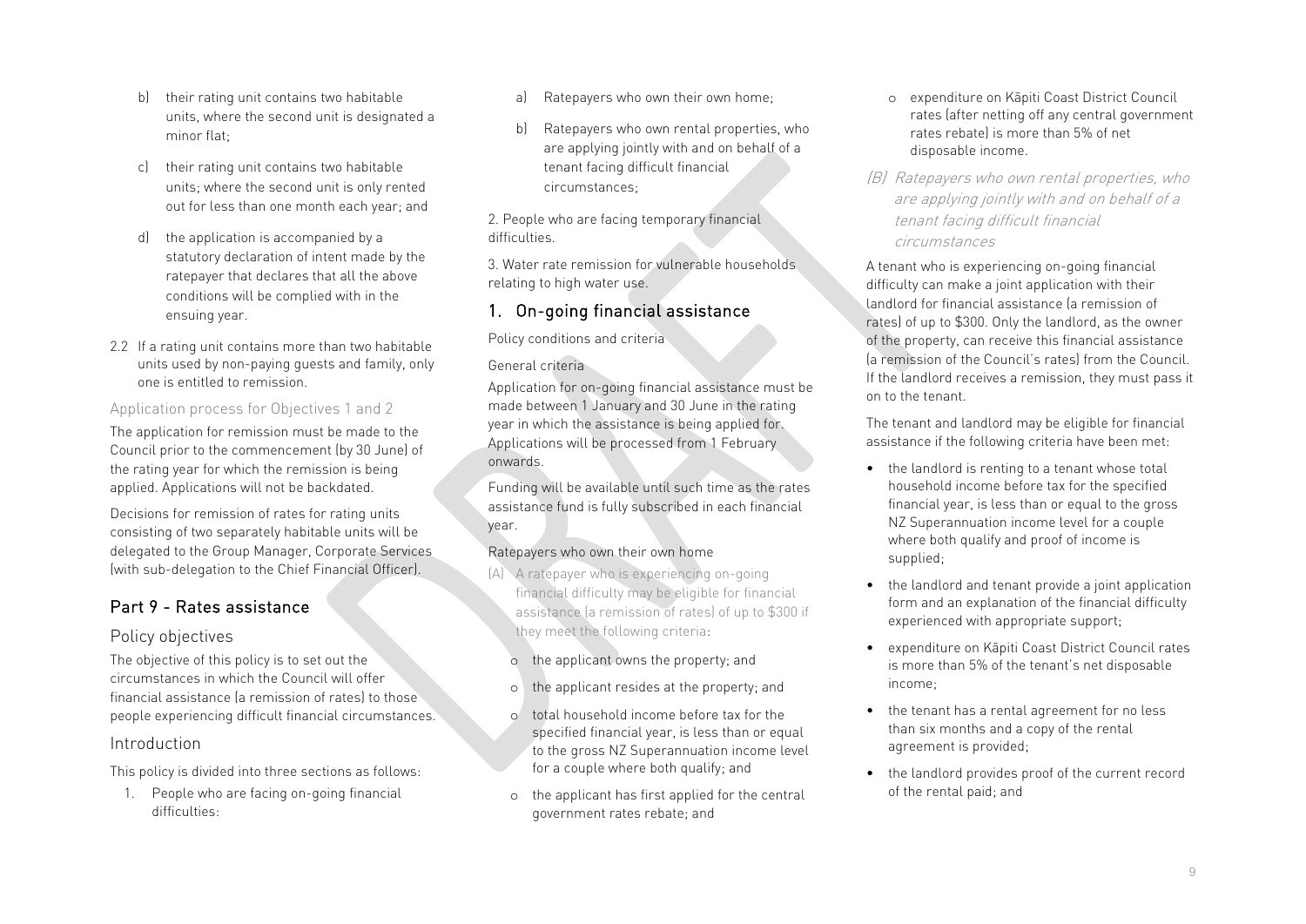b) their rating unit contains two habitable units, where the second unit is designated a minor flat;

c) their rating unit contains two habitable units; where the second unit is only rented out for less than one month each year; and

d) the application is accompanied by a statutory declaration of intent made by the ratepayer that declares that all the above conditions will be complied with in the ensuing year.

2.2 If a rating unit contains more than two habitable units used by non-paying guests and family, only one is entitled to remission.

#### Application process for Objectives 1 and 2

The application for remission must be made to the Council prior to the commencement (by 30 June) of the rating year for which the remission is being applied. Applications will not be backdated.

Decisions for remission of rates for rating units consisting of two separately habitable units will be delegated to the Group Manager, Corporate Services (with sub-delegation to the Chief Financial Officer).

## Part 9 - Rates assistance

### Policy objectives

The objective of this policy is to set out the circumstances in which the Council will offer financial assistance (a remission of rates) to those people experiencing difficult financial circumstances.

### Introduction

This policy is divided into three sections as follows:

1. People who are facing on-going financial difficulties:
   a) Ratepayers who own their own home;
   b) Ratepayers who own rental properties, who are applying jointly with and on behalf of a tenant facing difficult financial circumstances;

2. People who are facing temporary financial difficulties.

3. Water rate remission for vulnerable households relating to high water use.

### 1. On-going financial assistance

Policy conditions and criteria

General criteria

Application for on-going financial assistance must be made between 1 January and 30 June in the rating year in which the assistance is being applied for. Applications will be processed from 1 February onwards.

Funding will be available until such time as the rates assistance fund is fully subscribed in each financial year.

Ratepayers who own their own home

(A) A ratepayer who is experiencing on-going financial difficulty may be eligible for financial assistance (a remission of rates) of up to $300 if they meet the following criteria:

- the applicant owns the property; and
- the applicant resides at the property; and
- total household income before tax for the specified financial year, is less than or equal to the gross NZ Superannuation income level for a couple where both qualify; and
- the applicant has first applied for the central government rates rebate; and
- expenditure on Kāpiti Coast District Council rates (after netting off any central government rates rebate) is more than 5% of net disposable income.

*(B) Ratepayers who own rental properties, who are applying jointly with and on behalf of a tenant facing difficult financial circumstances*

A tenant who is experiencing on-going financial difficulty can make a joint application with their landlord for financial assistance (a remission of rates) of up to $300. Only the landlord, as the owner of the property, can receive this financial assistance (a remission of the Council's rates) from the Council. If the landlord receives a remission, they must pass it on to the tenant.

The tenant and landlord may be eligible for financial assistance if the following criteria have been met:

- the landlord is renting to a tenant whose total household income before tax for the specified financial year, is less than or equal to the gross NZ Superannuation income level for a couple where both qualify and proof of income is supplied;
- the landlord and tenant provide a joint application form and an explanation of the financial difficulty experienced with appropriate support;
- expenditure on Kāpiti Coast District Council rates is more than 5% of the tenant's net disposable income;
- the tenant has a rental agreement for no less than six months and a copy of the rental agreement is provided;
- the landlord provides proof of the current record of the rental paid; and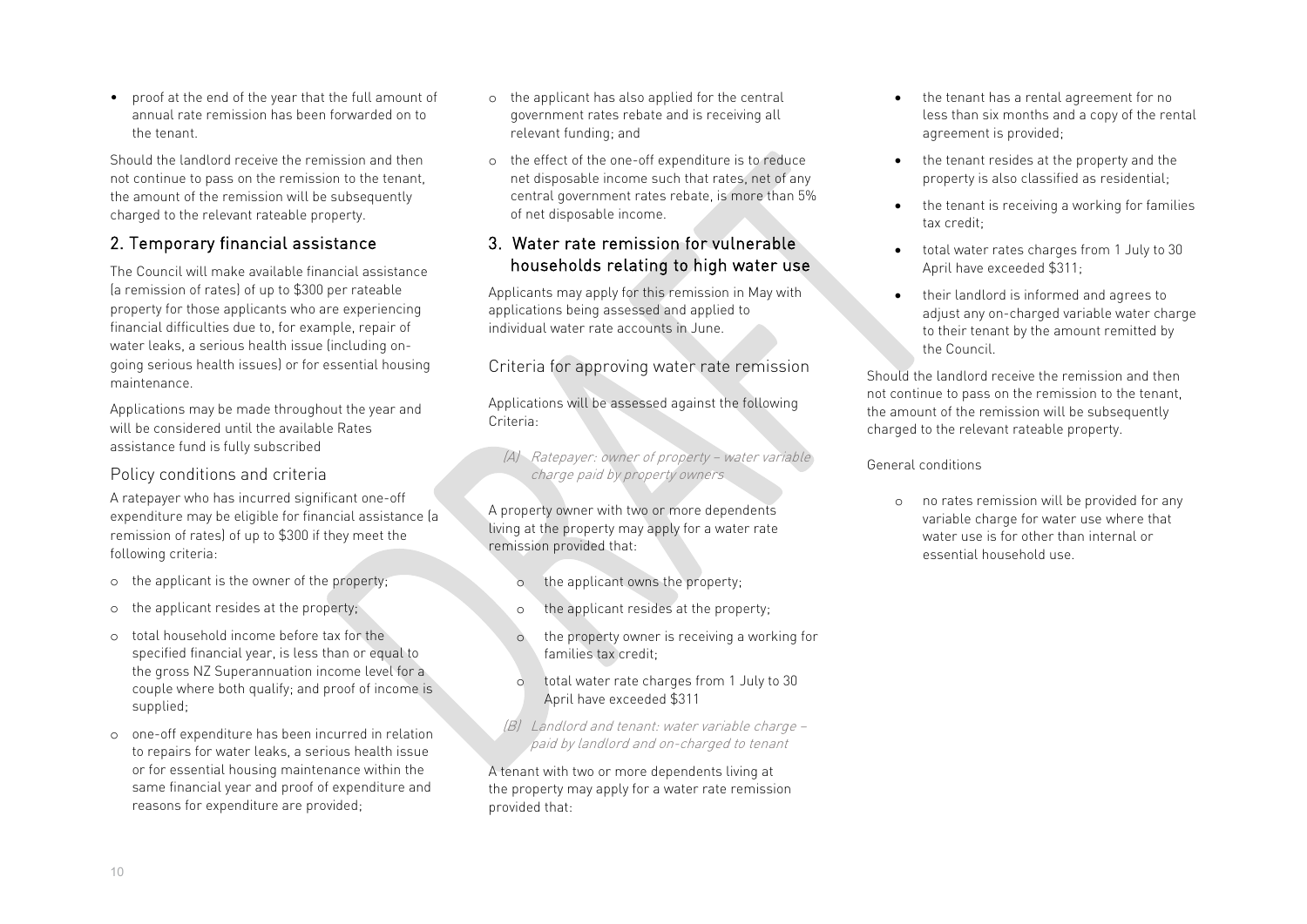- proof at the end of the year that the full amount of annual rate remission has been forwarded on to the tenant.

Should the landlord receive the remission and then not continue to pass on the remission to the tenant, the amount of the remission will be subsequently charged to the relevant rateable property.

## 2. Temporary financial assistance

The Council will make available financial assistance (a remission of rates) of up to $300 per rateable property for those applicants who are experiencing financial difficulties due to, for example, repair of water leaks, a serious health issue (including on-going serious health issues) or for essential housing maintenance.

Applications may be made throughout the year and will be considered until the available Rates assistance fund is fully subscribed

### Policy conditions and criteria

A ratepayer who has incurred significant one-off expenditure may be eligible for financial assistance (a remission of rates) of up to $300 if they meet the following criteria:

- the applicant is the owner of the property;
- the applicant resides at the property;
- total household income before tax for the specified financial year, is less than or equal to the gross NZ Superannuation income level for a couple where both qualify; and proof of income is supplied;
- one-off expenditure has been incurred in relation to repairs for water leaks, a serious health issue or for essential housing maintenance within the same financial year and proof of expenditure and reasons for expenditure are provided;
- the applicant has also applied for the central government rates rebate and is receiving all relevant funding; and
- the effect of the one-off expenditure is to reduce net disposable income such that rates, net of any central government rates rebate, is more than 5% of net disposable income.

## 3. Water rate remission for vulnerable households relating to high water use

Applicants may apply for this remission in May with applications being assessed and applied to individual water rate accounts in June.

### Criteria for approving water rate remission

Applications will be assessed against the following Criteria:

*(A) Ratepayer: owner of property – water variable charge paid by property owners*

A property owner with two or more dependents living at the property may apply for a water rate remission provided that:

- the applicant owns the property;
- the applicant resides at the property;
- the property owner is receiving a working for families tax credit;
- total water rate charges from 1 July to 30 April have exceeded $311

*(B) Landlord and tenant: water variable charge – paid by landlord and on-charged to tenant*

A tenant with two or more dependents living at the property may apply for a water rate remission provided that:

- the tenant has a rental agreement for no less than six months and a copy of the rental agreement is provided;
- the tenant resides at the property and the property is also classified as residential;
- the tenant is receiving a working for families tax credit;
- total water rates charges from 1 July to 30 April have exceeded $311;
- their landlord is informed and agrees to adjust any on-charged variable water charge to their tenant by the amount remitted by the Council.

Should the landlord receive the remission and then not continue to pass on the remission to the tenant, the amount of the remission will be subsequently charged to the relevant rateable property.

General conditions

- no rates remission will be provided for any variable charge for water use where that water use is for other than internal or essential household use.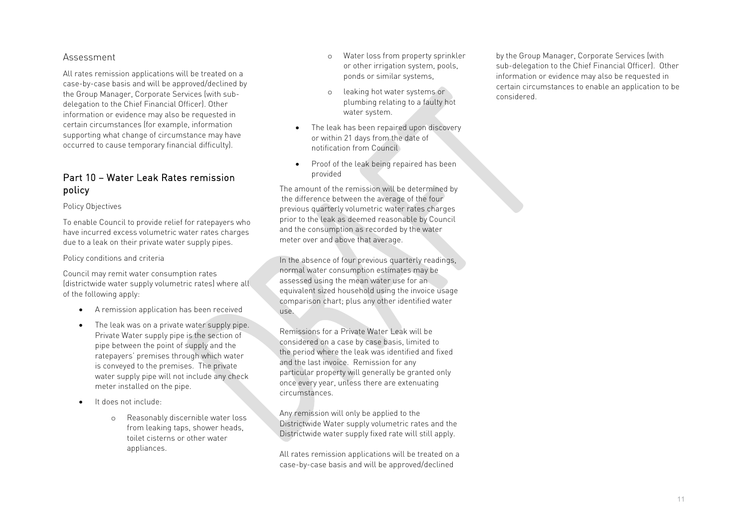## Assessment

All rates remission applications will be treated on a case-by-case basis and will be approved/declined by the Group Manager, Corporate Services (with sub-delegation to the Chief Financial Officer). Other information or evidence may also be requested in certain circumstances (for example, information supporting what change of circumstance may have occurred to cause temporary financial difficulty).

## Part 10 – Water Leak Rates remission policy

Policy Objectives

To enable Council to provide relief for ratepayers who have incurred excess volumetric water rates charges due to a leak on their private water supply pipes.

Policy conditions and criteria

Council may remit water consumption rates (districtwide water supply volumetric rates) where all of the following apply:

- A remission application has been received
- The leak was on a private water supply pipe. Private Water supply pipe is the section of pipe between the point of supply and the ratepayers' premises through which water is conveyed to the premises. The private water supply pipe will not include any check meter installed on the pipe.
- It does not include:
  - Reasonably discernible water loss from leaking taps, shower heads, toilet cisterns or other water appliances.
  - Water loss from property sprinkler or other irrigation system, pools, ponds or similar systems,
  - leaking hot water systems or plumbing relating to a faulty hot water system.
- The leak has been repaired upon discovery or within 21 days from the date of notification from Council
- Proof of the leak being repaired has been provided

The amount of the remission will be determined by the difference between the average of the four previous quarterly volumetric water rates charges prior to the leak as deemed reasonable by Council and the consumption as recorded by the water meter over and above that average.

In the absence of four previous quarterly readings, normal water consumption estimates may be assessed using the mean water use for an equivalent sized household using the invoice usage comparison chart; plus any other identified water use.

Remissions for a Private Water Leak will be considered on a case by case basis, limited to the period where the leak was identified and fixed and the last invoice. Remission for any particular property will generally be granted only once every year, unless there are extenuating circumstances.

Any remission will only be applied to the Districtwide Water supply volumetric rates and the Districtwide water supply fixed rate will still apply.

All rates remission applications will be treated on a case-by-case basis and will be approved/declined by the Group Manager, Corporate Services (with sub-delegation to the Chief Financial Officer). Other information or evidence may also be requested in certain circumstances to enable an application to be considered.